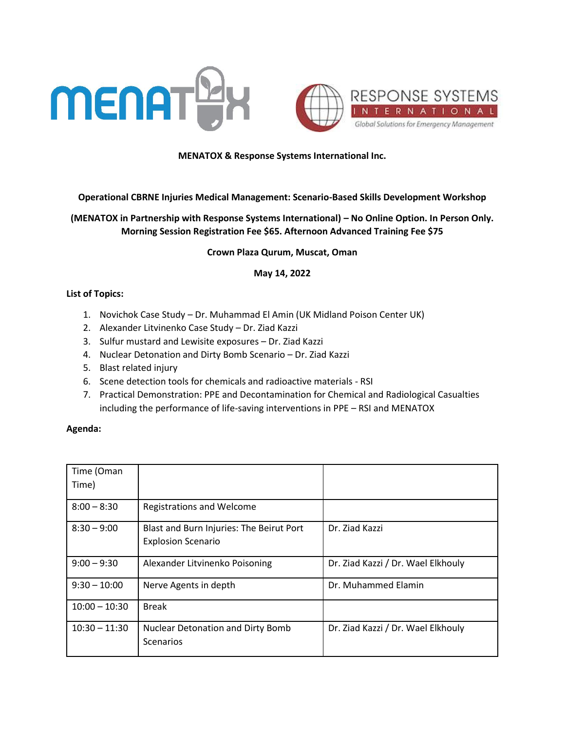**MENATOX & Response Systems International Inc.**

**Operational CBRNE Injuries Medical Management: Scenario-Based Skills Development Workshop**

**(MENATOX in Partnership with Response Systems International) – No Online Option. In Person Only. Morning Session Registration Fee $65. Afternoon Advanced Training Fee $75**

**Crown Plaza Qurum, Muscat, Oman**

**May 14, 2022**

**List of Topics:**

1. Novichok Case Study – Dr. Muhammad El Amin (UK Midland Poison Center UK)
2. Alexander Litvinenko Case Study – Dr. Ziad Kazzi
3. Sulfur mustard and Lewisite exposures – Dr. Ziad Kazzi
4. Nuclear Detonation and Dirty Bomb Scenario – Dr. Ziad Kazzi
5. Blast related injury
6. Scene detection tools for chemicals and radioactive materials - RSI
7. Practical Demonstration: PPE and Decontamination for Chemical and Radiological Casualties including the performance of life-saving interventions in PPE – RSI and MENATOX

**Agenda:**

| Time (Oman Time) | | |
|---|---|---|
| 8:00 – 8:30 | Registrations and Welcome | |
| 8:30 – 9:00 | Blast and Burn Injuries: The Beirut Port Explosion Scenario | Dr. Ziad Kazzi |
| 9:00 – 9:30 | Alexander Litvinenko Poisoning | Dr. Ziad Kazzi / Dr. Wael Elkhouly |
| 9:30 – 10:00 | Nerve Agents in depth | Dr. Muhammed Elamin |
| 10:00 – 10:30 | Break | |
| 10:30 – 11:30 | Nuclear Detonation and Dirty Bomb Scenarios | Dr. Ziad Kazzi / Dr. Wael Elkhouly |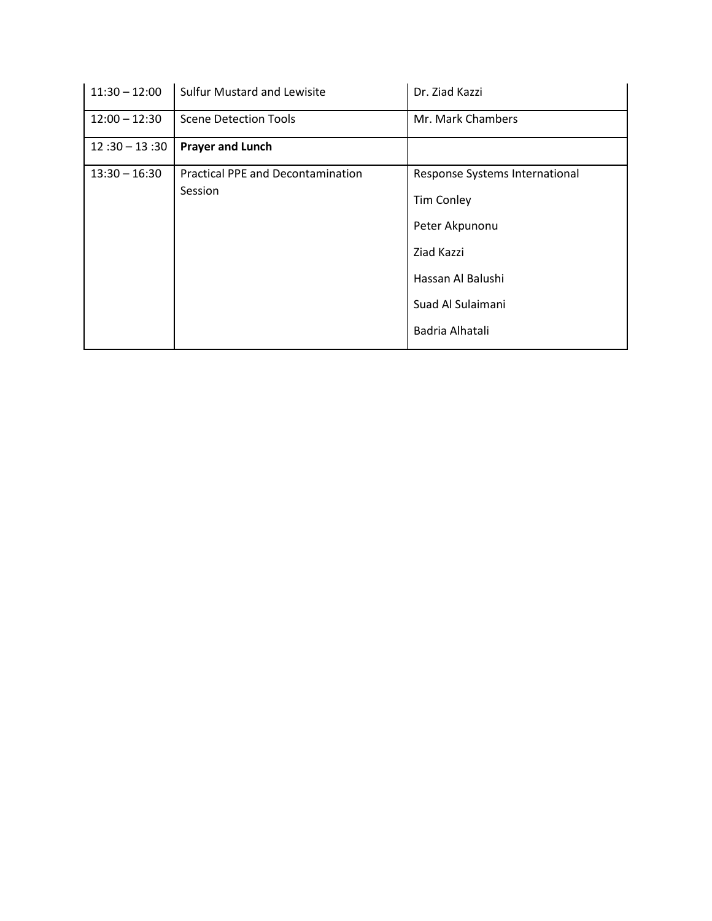| | | |
|---|---|---|
| 11:30 – 12:00 | Sulfur Mustard and Lewisite | Dr. Ziad Kazzi |
| 12:00 – 12:30 | Scene Detection Tools | Mr. Mark Chambers |
| 12 :30 – 13 :30 | **Prayer and Lunch** | |
| 13:30 – 16:30 | Practical PPE and Decontamination Session | Response Systems International<br>Tim Conley<br>Peter Akpunonu<br>Ziad Kazzi<br>Hassan Al Balushi<br>Suad Al Sulaimani<br>Badria Alhatali |